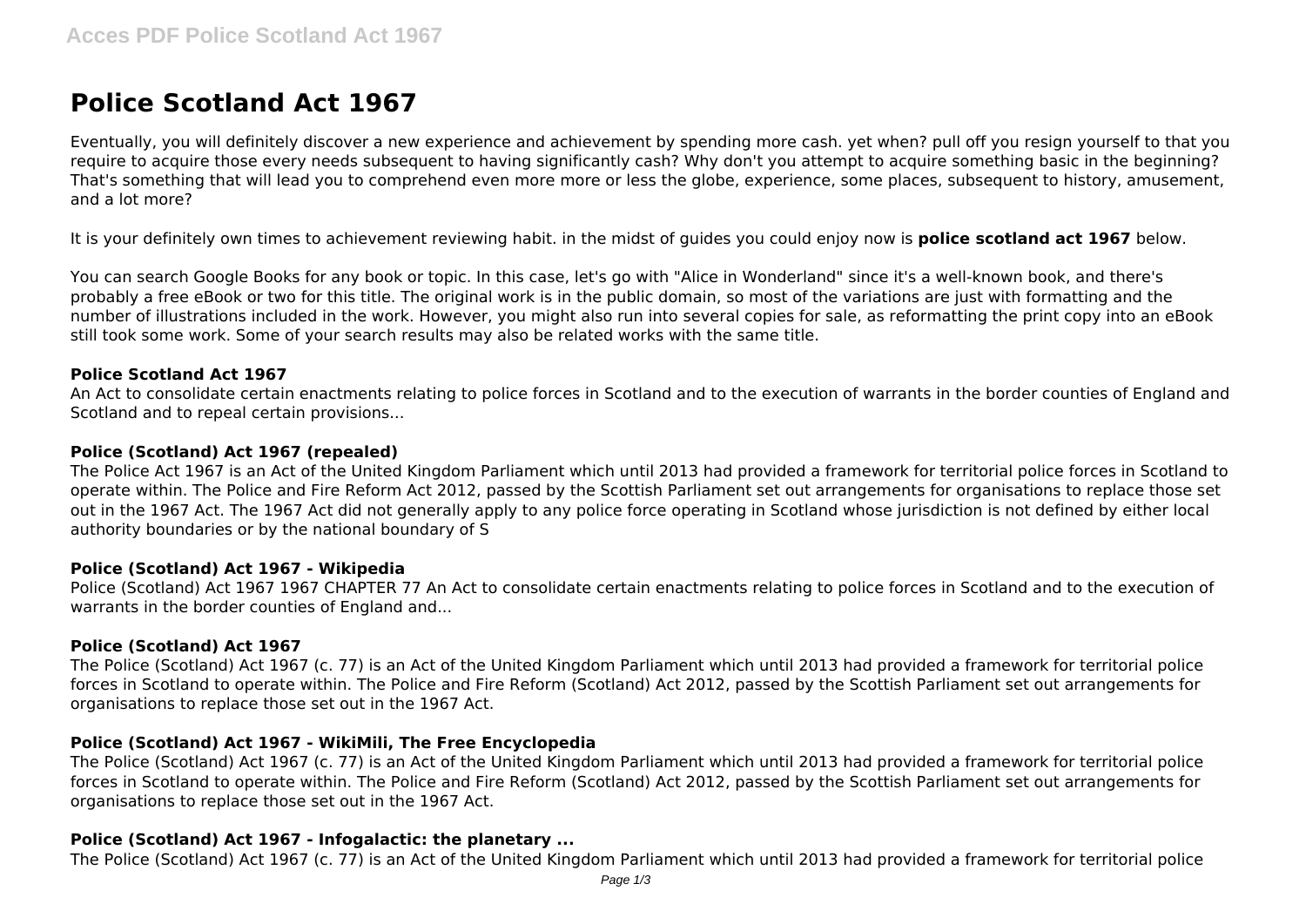# Police Scotland Act 1967

Eventually, you will definitely discover a new experience and achievement by spending more cash. yet when? pull off you resign yourself to that you require to acquire those every needs subsequent to having significantly cash? Why don't you attempt to acquire something basic in the beginning? That's something that will lead you to comprehend even more more or less the globe, experience, some places, subsequent to history, amusement, and a lot more?

It is your definitely own times to achievement reviewing habit. in the midst of guides you could enjoy now is **police scotland act 1967** below.

You can search Google Books for any book or topic. In this case, let's go with "Alice in Wonderland" since it's a well-known book, and there's probably a free eBook or two for this title. The original work is in the public domain, so most of the variations are just with formatting and the number of illustrations included in the work. However, you might also run into several copies for sale, as reformatting the print copy into an eBook still took some work. Some of your search results may also be related works with the same title.

### Police Scotland Act 1967

An Act to consolidate certain enactments relating to police forces in Scotland and to the execution of warrants in the border counties of England and Scotland and to repeal certain provisions...

### Police (Scotland) Act 1967 (repealed)

The Police Act 1967 is an Act of the United Kingdom Parliament which until 2013 had provided a framework for territorial police forces in Scotland to operate within. The Police and Fire Reform Act 2012, passed by the Scottish Parliament set out arrangements for organisations to replace those set out in the 1967 Act. The 1967 Act did not generally apply to any police force operating in Scotland whose jurisdiction is not defined by either local authority boundaries or by the national boundary of S

### Police (Scotland) Act 1967 - Wikipedia

Police (Scotland) Act 1967 1967 CHAPTER 77 An Act to consolidate certain enactments relating to police forces in Scotland and to the execution of warrants in the border counties of England and...

### Police (Scotland) Act 1967

The Police (Scotland) Act 1967 (c. 77) is an Act of the United Kingdom Parliament which until 2013 had provided a framework for territorial police forces in Scotland to operate within. The Police and Fire Reform (Scotland) Act 2012, passed by the Scottish Parliament set out arrangements for organisations to replace those set out in the 1967 Act.

### Police (Scotland) Act 1967 - WikiMili, The Free Encyclopedia

The Police (Scotland) Act 1967 (c. 77) is an Act of the United Kingdom Parliament which until 2013 had provided a framework for territorial police forces in Scotland to operate within. The Police and Fire Reform (Scotland) Act 2012, passed by the Scottish Parliament set out arrangements for organisations to replace those set out in the 1967 Act.

### Police (Scotland) Act 1967 - Infogalactic: the planetary ...

The Police (Scotland) Act 1967 (c. 77) is an Act of the United Kingdom Parliament which until 2013 had provided a framework for territorial police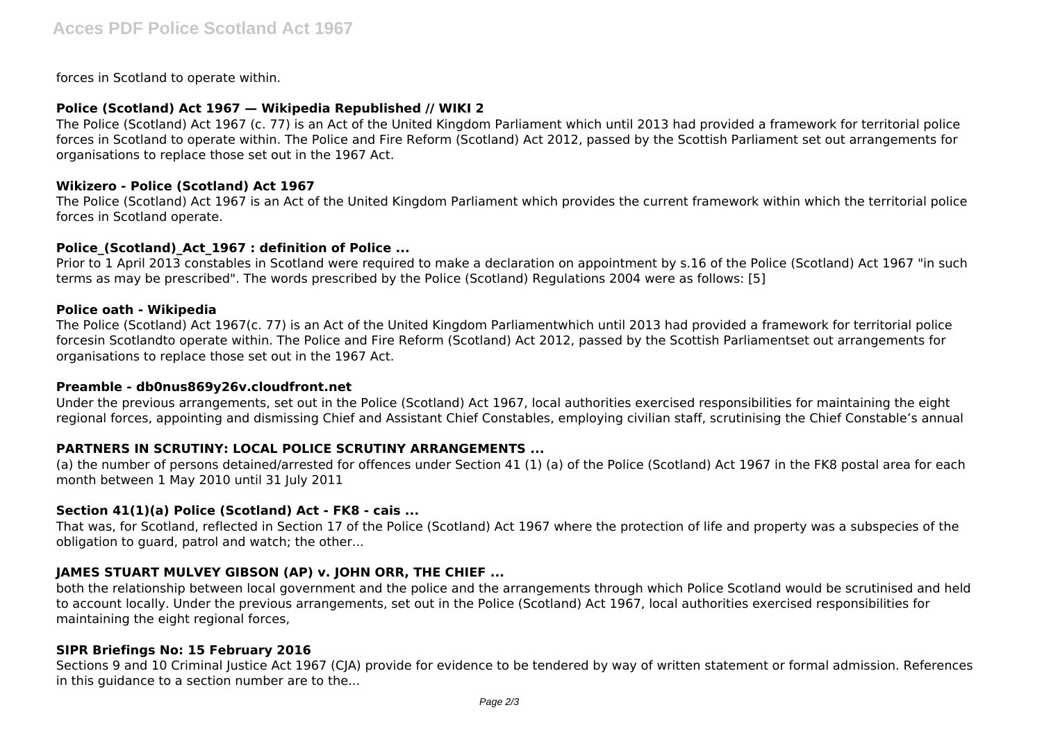forces in Scotland to operate within.

### Police (Scotland) Act 1967 — Wikipedia Republished // WIKI 2

The Police (Scotland) Act 1967 (c. 77) is an Act of the United Kingdom Parliament which until 2013 had provided a framework for territorial police forces in Scotland to operate within. The Police and Fire Reform (Scotland) Act 2012, passed by the Scottish Parliament set out arrangements for organisations to replace those set out in the 1967 Act.

### Wikizero - Police (Scotland) Act 1967

The Police (Scotland) Act 1967 is an Act of the United Kingdom Parliament which provides the current framework within which the territorial police forces in Scotland operate.

### Police_(Scotland)_Act_1967 : definition of Police ...

Prior to 1 April 2013 constables in Scotland were required to make a declaration on appointment by s.16 of the Police (Scotland) Act 1967 "in such terms as may be prescribed". The words prescribed by the Police (Scotland) Regulations 2004 were as follows: [5]

### Police oath - Wikipedia

The Police (Scotland) Act 1967(c. 77) is an Act of the United Kingdom Parliamentwhich until 2013 had provided a framework for territorial police forcesin Scotlandto operate within. The Police and Fire Reform (Scotland) Act 2012, passed by the Scottish Parliamentset out arrangements for organisations to replace those set out in the 1967 Act.

### Preamble - db0nus869y26v.cloudfront.net

Under the previous arrangements, set out in the Police (Scotland) Act 1967, local authorities exercised responsibilities for maintaining the eight regional forces, appointing and dismissing Chief and Assistant Chief Constables, employing civilian staff, scrutinising the Chief Constable's annual

### PARTNERS IN SCRUTINY: LOCAL POLICE SCRUTINY ARRANGEMENTS ...

(a) the number of persons detained/arrested for offences under Section 41 (1) (a) of the Police (Scotland) Act 1967 in the FK8 postal area for each month between 1 May 2010 until 31 July 2011

### Section 41(1)(a) Police (Scotland) Act - FK8 - cais ...

That was, for Scotland, reflected in Section 17 of the Police (Scotland) Act 1967 where the protection of life and property was a subspecies of the obligation to guard, patrol and watch; the other...

### JAMES STUART MULVEY GIBSON (AP) v. JOHN ORR, THE CHIEF ...

both the relationship between local government and the police and the arrangements through which Police Scotland would be scrutinised and held to account locally. Under the previous arrangements, set out in the Police (Scotland) Act 1967, local authorities exercised responsibilities for maintaining the eight regional forces,

### SIPR Briefings No: 15 February 2016

Sections 9 and 10 Criminal Justice Act 1967 (CJA) provide for evidence to be tendered by way of written statement or formal admission. References in this guidance to a section number are to the...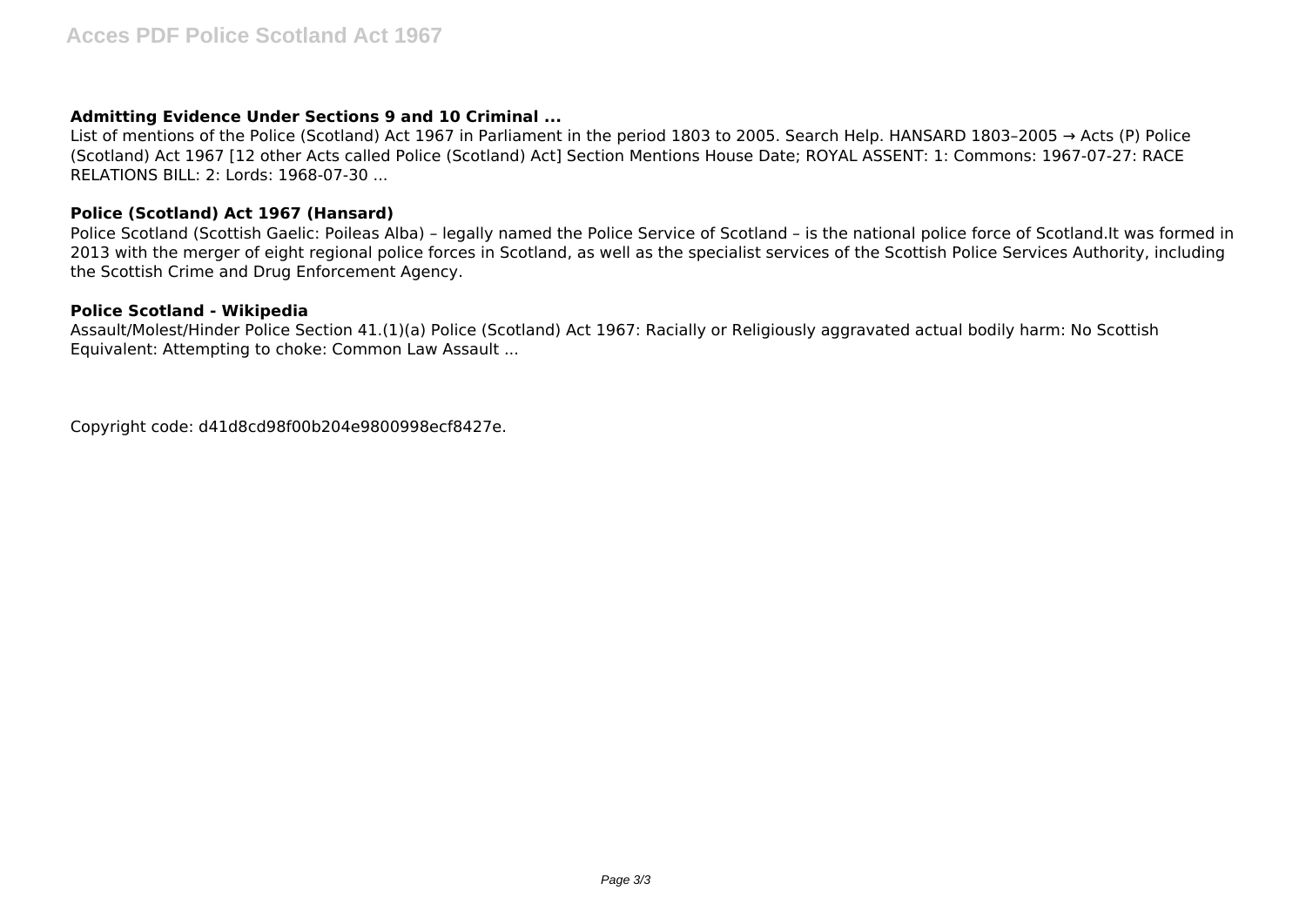### Admitting Evidence Under Sections 9 and 10 Criminal ...

List of mentions of the Police (Scotland) Act 1967 in Parliament in the period 1803 to 2005. Search Help. HANSARD 1803–2005 → Acts (P) Police (Scotland) Act 1967 [12 other Acts called Police (Scotland) Act] Section Mentions House Date; ROYAL ASSENT: 1: Commons: 1967-07-27: RACE RELATIONS BILL: 2: Lords: 1968-07-30 ...

### Police (Scotland) Act 1967 (Hansard)

Police Scotland (Scottish Gaelic: Poileas Alba) – legally named the Police Service of Scotland – is the national police force of Scotland.It was formed in 2013 with the merger of eight regional police forces in Scotland, as well as the specialist services of the Scottish Police Services Authority, including the Scottish Crime and Drug Enforcement Agency.

### Police Scotland - Wikipedia

Assault/Molest/Hinder Police Section 41.(1)(a) Police (Scotland) Act 1967: Racially or Religiously aggravated actual bodily harm: No Scottish Equivalent: Attempting to choke: Common Law Assault ...

Copyright code: d41d8cd98f00b204e9800998ecf8427e.